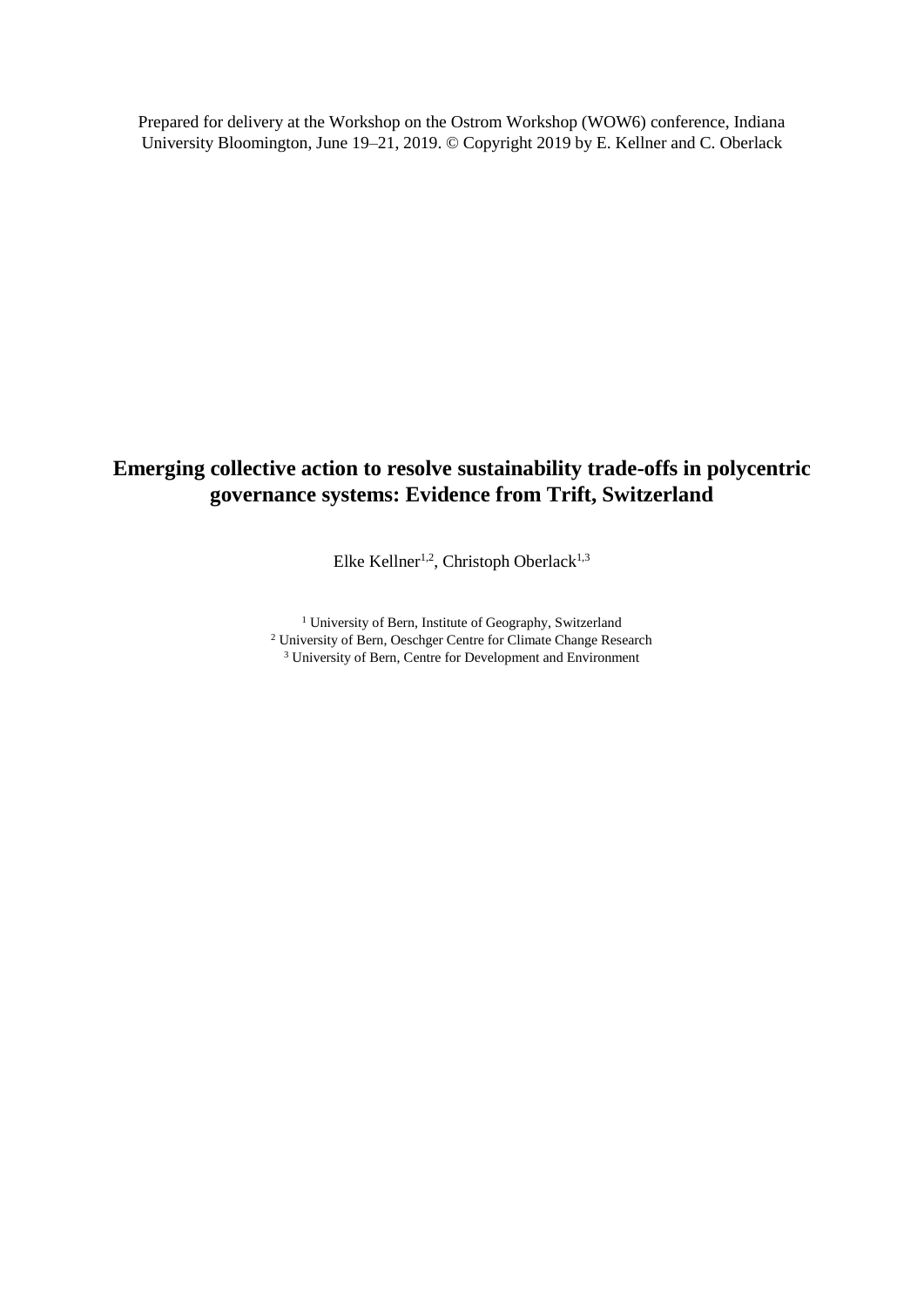Prepared for delivery at the Workshop on the Ostrom Workshop (WOW6) conference, Indiana University Bloomington, June 19–21, 2019. © Copyright 2019 by E. Kellner and C. Oberlack

# Emerging collective action to resolve sustainability trade-offs in polycentric governance systems: Evidence from Trift, Switzerland

Elke Kellner[1,2], Christoph Oberlack[1,3]

[1] University of Bern, Institute of Geography, Switzerland
[2] University of Bern, Oeschger Centre for Climate Change Research
[3] University of Bern, Centre for Development and Environment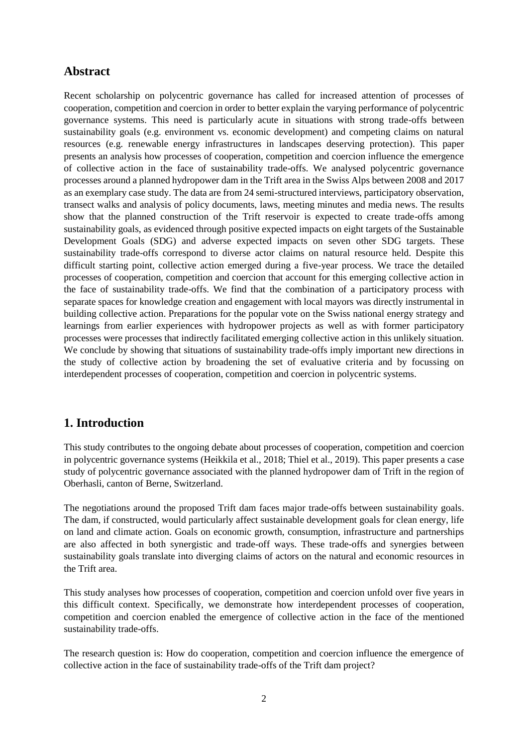## Abstract

Recent scholarship on polycentric governance has called for increased attention of processes of cooperation, competition and coercion in order to better explain the varying performance of polycentric governance systems. This need is particularly acute in situations with strong trade-offs between sustainability goals (e.g. environment vs. economic development) and competing claims on natural resources (e.g. renewable energy infrastructures in landscapes deserving protection). This paper presents an analysis how processes of cooperation, competition and coercion influence the emergence of collective action in the face of sustainability trade-offs. We analysed polycentric governance processes around a planned hydropower dam in the Trift area in the Swiss Alps between 2008 and 2017 as an exemplary case study. The data are from 24 semi-structured interviews, participatory observation, transect walks and analysis of policy documents, laws, meeting minutes and media news. The results show that the planned construction of the Trift reservoir is expected to create trade-offs among sustainability goals, as evidenced through positive expected impacts on eight targets of the Sustainable Development Goals (SDG) and adverse expected impacts on seven other SDG targets. These sustainability trade-offs correspond to diverse actor claims on natural resource held. Despite this difficult starting point, collective action emerged during a five-year process. We trace the detailed processes of cooperation, competition and coercion that account for this emerging collective action in the face of sustainability trade-offs. We find that the combination of a participatory process with separate spaces for knowledge creation and engagement with local mayors was directly instrumental in building collective action. Preparations for the popular vote on the Swiss national energy strategy and learnings from earlier experiences with hydropower projects as well as with former participatory processes were processes that indirectly facilitated emerging collective action in this unlikely situation. We conclude by showing that situations of sustainability trade-offs imply important new directions in the study of collective action by broadening the set of evaluative criteria and by focussing on interdependent processes of cooperation, competition and coercion in polycentric systems.

## 1. Introduction

This study contributes to the ongoing debate about processes of cooperation, competition and coercion in polycentric governance systems (Heikkila et al., 2018; Thiel et al., 2019). This paper presents a case study of polycentric governance associated with the planned hydropower dam of Trift in the region of Oberhasli, canton of Berne, Switzerland.

The negotiations around the proposed Trift dam faces major trade-offs between sustainability goals. The dam, if constructed, would particularly affect sustainable development goals for clean energy, life on land and climate action. Goals on economic growth, consumption, infrastructure and partnerships are also affected in both synergistic and trade-off ways. These trade-offs and synergies between sustainability goals translate into diverging claims of actors on the natural and economic resources in the Trift area.

This study analyses how processes of cooperation, competition and coercion unfold over five years in this difficult context. Specifically, we demonstrate how interdependent processes of cooperation, competition and coercion enabled the emergence of collective action in the face of the mentioned sustainability trade-offs.

The research question is: How do cooperation, competition and coercion influence the emergence of collective action in the face of sustainability trade-offs of the Trift dam project?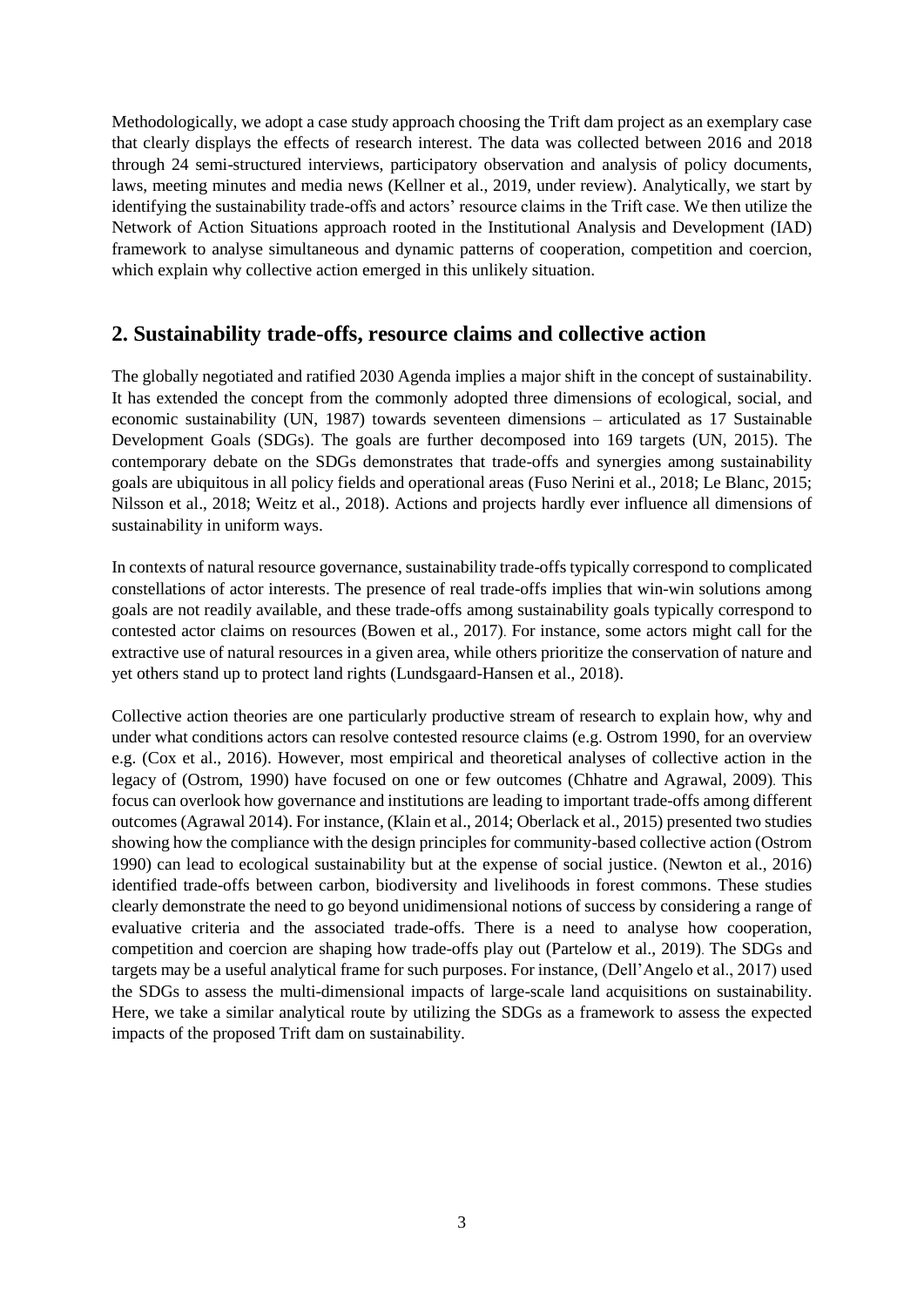Methodologically, we adopt a case study approach choosing the Trift dam project as an exemplary case that clearly displays the effects of research interest. The data was collected between 2016 and 2018 through 24 semi-structured interviews, participatory observation and analysis of policy documents, laws, meeting minutes and media news (Kellner et al., 2019, under review). Analytically, we start by identifying the sustainability trade-offs and actors' resource claims in the Trift case. We then utilize the Network of Action Situations approach rooted in the Institutional Analysis and Development (IAD) framework to analyse simultaneous and dynamic patterns of cooperation, competition and coercion, which explain why collective action emerged in this unlikely situation.

## 2. Sustainability trade-offs, resource claims and collective action

The globally negotiated and ratified 2030 Agenda implies a major shift in the concept of sustainability. It has extended the concept from the commonly adopted three dimensions of ecological, social, and economic sustainability (UN, 1987) towards seventeen dimensions – articulated as 17 Sustainable Development Goals (SDGs). The goals are further decomposed into 169 targets (UN, 2015). The contemporary debate on the SDGs demonstrates that trade-offs and synergies among sustainability goals are ubiquitous in all policy fields and operational areas (Fuso Nerini et al., 2018; Le Blanc, 2015; Nilsson et al., 2018; Weitz et al., 2018). Actions and projects hardly ever influence all dimensions of sustainability in uniform ways.

In contexts of natural resource governance, sustainability trade-offs typically correspond to complicated constellations of actor interests. The presence of real trade-offs implies that win-win solutions among goals are not readily available, and these trade-offs among sustainability goals typically correspond to contested actor claims on resources (Bowen et al., 2017). For instance, some actors might call for the extractive use of natural resources in a given area, while others prioritize the conservation of nature and yet others stand up to protect land rights (Lundsgaard-Hansen et al., 2018).

Collective action theories are one particularly productive stream of research to explain how, why and under what conditions actors can resolve contested resource claims (e.g. Ostrom 1990, for an overview e.g. (Cox et al., 2016). However, most empirical and theoretical analyses of collective action in the legacy of (Ostrom, 1990) have focused on one or few outcomes (Chhatre and Agrawal, 2009). This focus can overlook how governance and institutions are leading to important trade-offs among different outcomes (Agrawal 2014). For instance, (Klain et al., 2014; Oberlack et al., 2015) presented two studies showing how the compliance with the design principles for community-based collective action (Ostrom 1990) can lead to ecological sustainability but at the expense of social justice. (Newton et al., 2016) identified trade-offs between carbon, biodiversity and livelihoods in forest commons. These studies clearly demonstrate the need to go beyond unidimensional notions of success by considering a range of evaluative criteria and the associated trade-offs. There is a need to analyse how cooperation, competition and coercion are shaping how trade-offs play out (Partelow et al., 2019). The SDGs and targets may be a useful analytical frame for such purposes. For instance, (Dell'Angelo et al., 2017) used the SDGs to assess the multi-dimensional impacts of large-scale land acquisitions on sustainability. Here, we take a similar analytical route by utilizing the SDGs as a framework to assess the expected impacts of the proposed Trift dam on sustainability.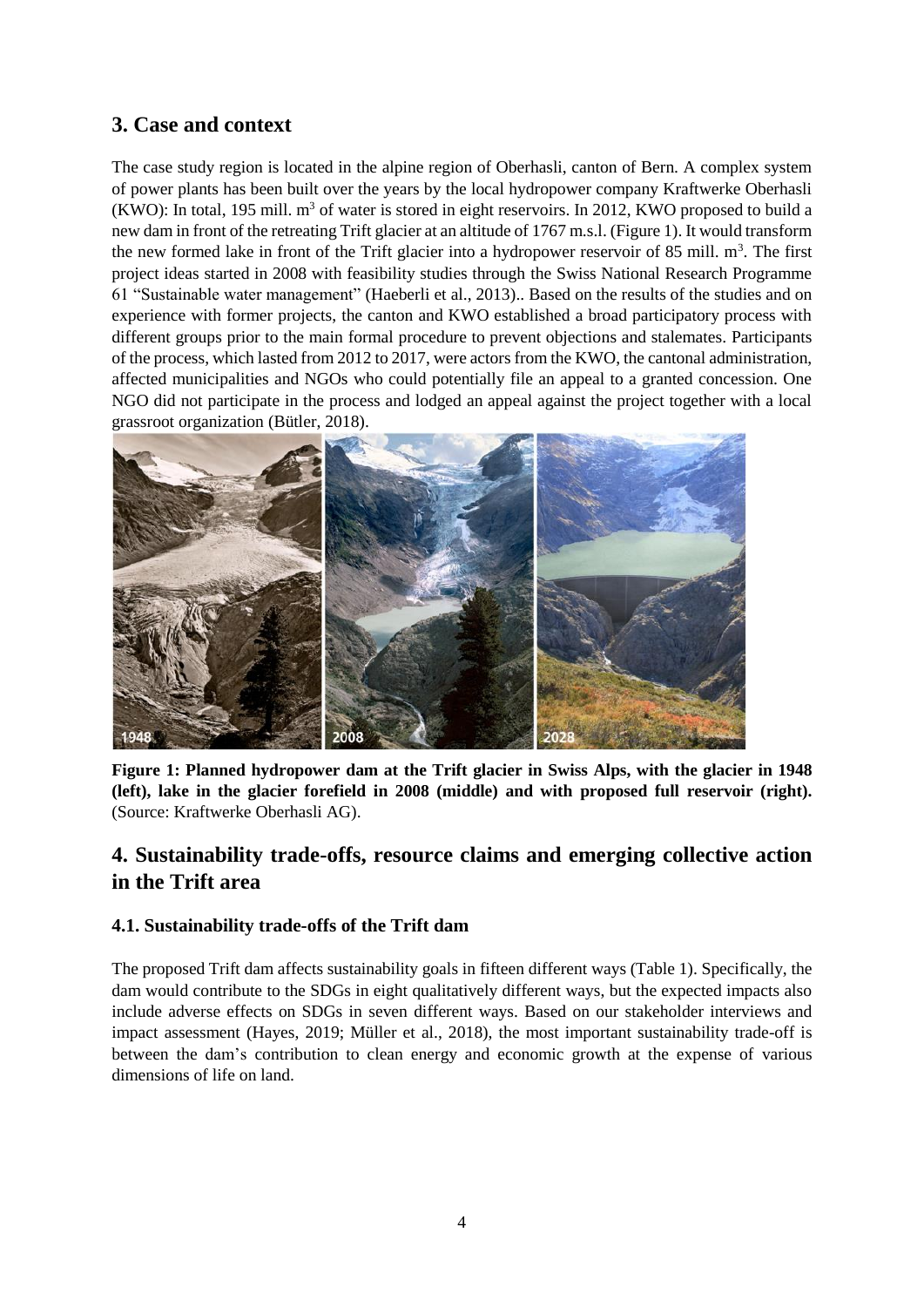## 3. Case and context

The case study region is located in the alpine region of Oberhasli, canton of Bern. A complex system of power plants has been built over the years by the local hydropower company Kraftwerke Oberhasli (KWO): In total, 195 mill. $m^3$ of water is stored in eight reservoirs. In 2012, KWO proposed to build a new dam in front of the retreating Trift glacier at an altitude of 1767 m.s.l. (Figure 1). It would transform the new formed lake in front of the Trift glacier into a hydropower reservoir of 85 mill. $m^3$. The first project ideas started in 2008 with feasibility studies through the Swiss National Research Programme 61 "Sustainable water management" (Haeberli et al., 2013).. Based on the results of the studies and on experience with former projects, the canton and KWO established a broad participatory process with different groups prior to the main formal procedure to prevent objections and stalemates. Participants of the process, which lasted from 2012 to 2017, were actors from the KWO, the cantonal administration, affected municipalities and NGOs who could potentially file an appeal to a granted concession. One NGO did not participate in the process and lodged an appeal against the project together with a local grassroot organization (Bütler, 2018).

**Figure 1: Planned hydropower dam at the Trift glacier in Swiss Alps, with the glacier in 1948 (left), lake in the glacier forefield in 2008 (middle) and with proposed full reservoir (right).** (Source: Kraftwerke Oberhasli AG).

## 4. Sustainability trade-offs, resource claims and emerging collective action in the Trift area

### 4.1. Sustainability trade-offs of the Trift dam

The proposed Trift dam affects sustainability goals in fifteen different ways (Table 1). Specifically, the dam would contribute to the SDGs in eight qualitatively different ways, but the expected impacts also include adverse effects on SDGs in seven different ways. Based on our stakeholder interviews and impact assessment (Hayes, 2019; Müller et al., 2018), the most important sustainability trade-off is between the dam's contribution to clean energy and economic growth at the expense of various dimensions of life on land.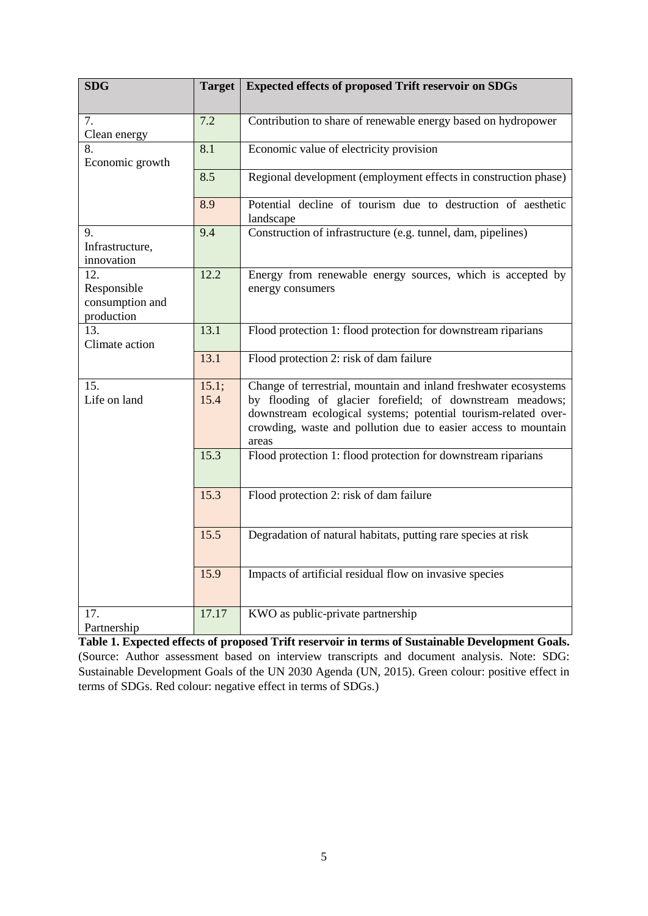| SDG | Target | Expected effects of proposed Trift reservoir on SDGs |
|---|---|---|
| 7. Clean energy | 7.2 | Contribution to share of renewable energy based on hydropower |
| 8. Economic growth | 8.1 | Economic value of electricity provision |
| | 8.5 | Regional development (employment effects in construction phase) |
| | 8.9 | Potential decline of tourism due to destruction of aesthetic landscape |
| 9. Infrastructure, innovation | 9.4 | Construction of infrastructure (e.g. tunnel, dam, pipelines) |
| 12. Responsible consumption and production | 12.2 | Energy from renewable energy sources, which is accepted by energy consumers |
| 13. Climate action | 13.1 | Flood protection 1: flood protection for downstream riparians |
| | 13.1 | Flood protection 2: risk of dam failure |
| 15. Life on land | 15.1; 15.4 | Change of terrestrial, mountain and inland freshwater ecosystems by flooding of glacier forefield; of downstream meadows; downstream ecological systems; potential tourism-related over-crowding, waste and pollution due to easier access to mountain areas |
| | 15.3 | Flood protection 1: flood protection for downstream riparians |
| | 15.3 | Flood protection 2: risk of dam failure |
| | 15.5 | Degradation of natural habitats, putting rare species at risk |
| | 15.9 | Impacts of artificial residual flow on invasive species |
| 17. Partnership | 17.17 | KWO as public-private partnership |

**Table 1. Expected effects of proposed Trift reservoir in terms of Sustainable Development Goals.** (Source: Author assessment based on interview transcripts and document analysis. Note: SDG: Sustainable Development Goals of the UN 2030 Agenda (UN, 2015). Green colour: positive effect in terms of SDGs. Red colour: negative effect in terms of SDGs.)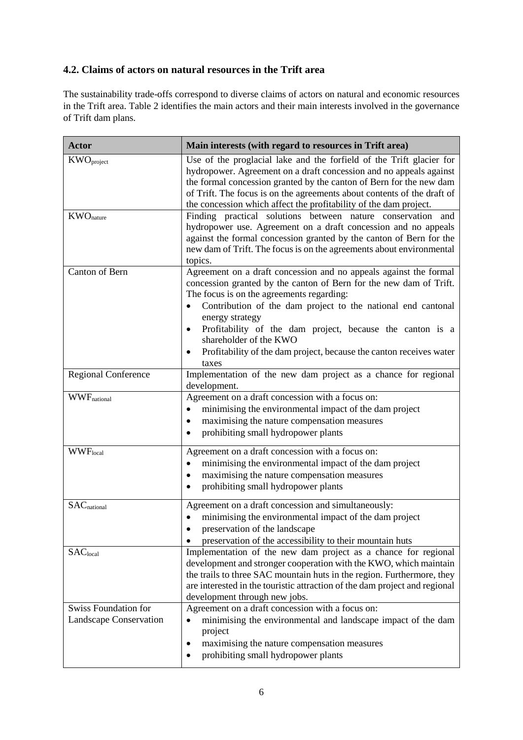### 4.2. Claims of actors on natural resources in the Trift area

The sustainability trade-offs correspond to diverse claims of actors on natural and economic resources in the Trift area. Table 2 identifies the main actors and their main interests involved in the governance of Trift dam plans.

| Actor | Main interests (with regard to resources in Trift area) |
|---|---|
| $KWO_{project}$ | Use of the proglacial lake and the forfield of the Trift glacier for hydropower. Agreement on a draft concession and no appeals against the formal concession granted by the canton of Bern for the new dam of Trift. The focus is on the agreements about contents of the draft of the concession which affect the profitability of the dam project. |
| $KWO_{nature}$ | Finding practical solutions between nature conservation and hydropower use. Agreement on a draft concession and no appeals against the formal concession granted by the canton of Bern for the new dam of Trift. The focus is on the agreements about environmental topics. |
| Canton of Bern | Agreement on a draft concession and no appeals against the formal concession granted by the canton of Bern for the new dam of Trift. The focus is on the agreements regarding: <br>• Contribution of the dam project to the national end cantonal energy strategy <br>• Profitability of the dam project, because the canton is a shareholder of the KWO <br>• Profitability of the dam project, because the canton receives water taxes |
| Regional Conference | Implementation of the new dam project as a chance for regional development. |
| $WWF_{national}$ | Agreement on a draft concession with a focus on: <br>• minimising the environmental impact of the dam project <br>• maximising the nature compensation measures <br>• prohibiting small hydropower plants |
| $WWF_{local}$ | Agreement on a draft concession with a focus on: <br>• minimising the environmental impact of the dam project <br>• maximising the nature compensation measures <br>• prohibiting small hydropower plants |
| $SAC_{national}$ | Agreement on a draft concession and simultaneously: <br>• minimising the environmental impact of the dam project <br>• preservation of the landscape <br>• preservation of the accessibility to their mountain huts |
| $SAC_{local}$ | Implementation of the new dam project as a chance for regional development and stronger cooperation with the KWO, which maintain the trails to three SAC mountain huts in the region. Furthermore, they are interested in the touristic attraction of the dam project and regional development through new jobs. |
| Swiss Foundation for Landscape Conservation | Agreement on a draft concession with a focus on: <br>• minimising the environmental and landscape impact of the dam project <br>• maximising the nature compensation measures <br>• prohibiting small hydropower plants |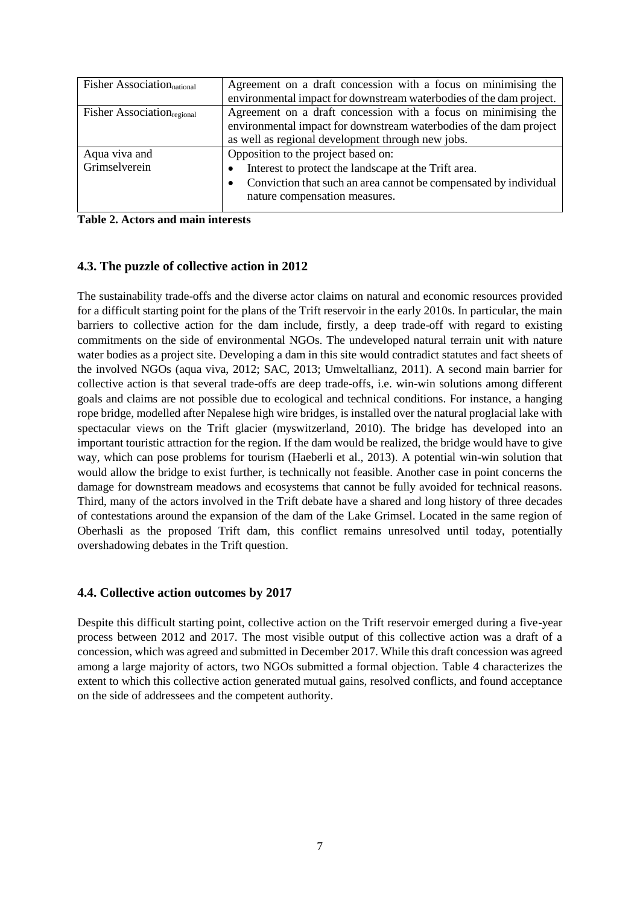| Fisher Association$_{national}$ | Agreement on a draft concession with a focus on minimising the environmental impact for downstream waterbodies of the dam project. |
| --- | --- |
| Fisher Association$_{regional}$ | Agreement on a draft concession with a focus on minimising the environmental impact for downstream waterbodies of the dam project as well as regional development through new jobs. |
| Aqua viva and Grimselverein | Opposition to the project based on: <br>• Interest to protect the landscape at the Trift area. <br>• Conviction that such an area cannot be compensated by individual nature compensation measures. |

**Table 2. Actors and main interests**

### 4.3. The puzzle of collective action in 2012

The sustainability trade-offs and the diverse actor claims on natural and economic resources provided for a difficult starting point for the plans of the Trift reservoir in the early 2010s. In particular, the main barriers to collective action for the dam include, firstly, a deep trade-off with regard to existing commitments on the side of environmental NGOs. The undeveloped natural terrain unit with nature water bodies as a project site. Developing a dam in this site would contradict statutes and fact sheets of the involved NGOs (aqua viva, 2012; SAC, 2013; Umweltallianz, 2011). A second main barrier for collective action is that several trade-offs are deep trade-offs, i.e. win-win solutions among different goals and claims are not possible due to ecological and technical conditions. For instance, a hanging rope bridge, modelled after Nepalese high wire bridges, is installed over the natural proglacial lake with spectacular views on the Trift glacier (myswitzerland, 2010). The bridge has developed into an important touristic attraction for the region. If the dam would be realized, the bridge would have to give way, which can pose problems for tourism (Haeberli et al., 2013). A potential win-win solution that would allow the bridge to exist further, is technically not feasible. Another case in point concerns the damage for downstream meadows and ecosystems that cannot be fully avoided for technical reasons. Third, many of the actors involved in the Trift debate have a shared and long history of three decades of contestations around the expansion of the dam of the Lake Grimsel. Located in the same region of Oberhasli as the proposed Trift dam, this conflict remains unresolved until today, potentially overshadowing debates in the Trift question.

### 4.4. Collective action outcomes by 2017

Despite this difficult starting point, collective action on the Trift reservoir emerged during a five-year process between 2012 and 2017. The most visible output of this collective action was a draft of a concession, which was agreed and submitted in December 2017. While this draft concession was agreed among a large majority of actors, two NGOs submitted a formal objection. Table 4 characterizes the extent to which this collective action generated mutual gains, resolved conflicts, and found acceptance on the side of addressees and the competent authority.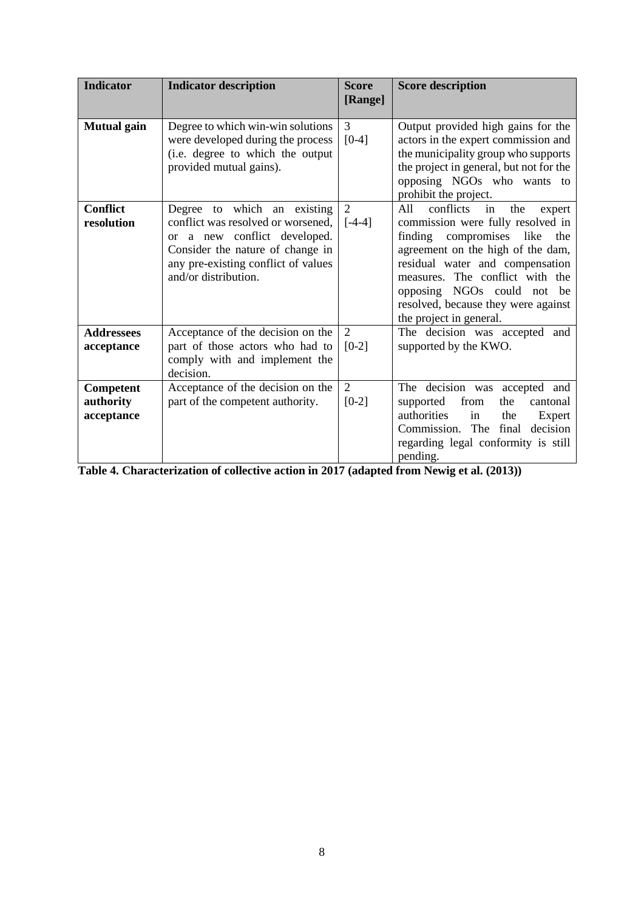| Indicator | Indicator description | Score [Range] | Score description |
|---|---|---|---|
| **Mutual gain** | Degree to which win-win solutions were developed during the process (i.e. degree to which the output provided mutual gains). | 3 [0-4] | Output provided high gains for the actors in the expert commission and the municipality group who supports the project in general, but not for the opposing NGOs who wants to prohibit the project. |
| **Conflict resolution** | Degree to which an existing conflict was resolved or worsened, or a new conflict developed. Consider the nature of change in any pre-existing conflict of values and/or distribution. | 2 [-4-4] | All conflicts in the expert commission were fully resolved in finding compromises like the agreement on the high of the dam, residual water and compensation measures. The conflict with the opposing NGOs could not be resolved, because they were against the project in general. |
| **Addressees acceptance** | Acceptance of the decision on the part of those actors who had to comply with and implement the decision. | 2 [0-2] | The decision was accepted and supported by the KWO. |
| **Competent authority acceptance** | Acceptance of the decision on the part of the competent authority. | 2 [0-2] | The decision was accepted and supported from the cantonal authorities in the Expert Commission. The final decision regarding legal conformity is still pending. |

**Table 4. Characterization of collective action in 2017 (adapted from Newig et al. (2013))**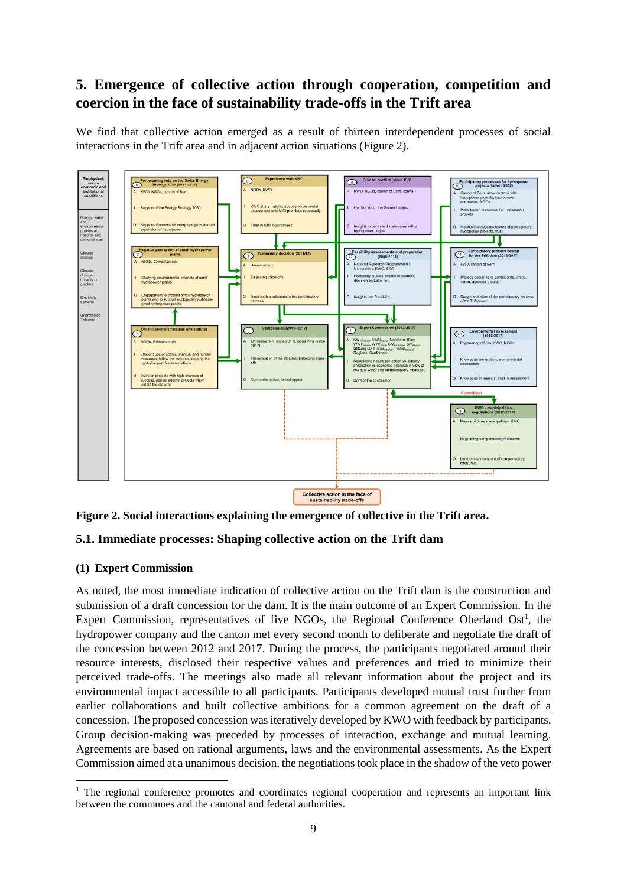# 5. Emergence of collective action through cooperation, competition and coercion in the face of sustainability trade-offs in the Trift area

We find that collective action emerged as a result of thirteen interdependent processes of social interactions in the Trift area and in adjacent action situations (Figure 2).

**Figure 2. Social interactions explaining the emergence of collective in the Trift area.**

## 5.1. Immediate processes: Shaping collective action on the Trift dam

### (1) Expert Commission

As noted, the most immediate indication of collective action on the Trift dam is the construction and submission of a draft concession for the dam. It is the main outcome of an Expert Commission. In the Expert Commission, representatives of five NGOs, the Regional Conference Oberland Ost[1], the hydropower company and the canton met every second month to deliberate and negotiate the draft of the concession between 2012 and 2017. During the process, the participants negotiated around their resource interests, disclosed their respective values and preferences and tried to minimize their perceived trade-offs. The meetings also made all relevant information about the project and its environmental impact accessible to all participants. Participants developed mutual trust further from earlier collaborations and built collective ambitions for a common agreement on the draft of a concession. The proposed concession was iteratively developed by KWO with feedback by participants. Group decision-making was preceded by processes of interaction, exchange and mutual learning. Agreements are based on rational arguments, laws and the environmental assessments. As the Expert Commission aimed at a unanimous decision, the negotiations took place in the shadow of the veto power

[1] The regional conference promotes and coordinates regional cooperation and represents an important link between the communes and the cantonal and federal authorities.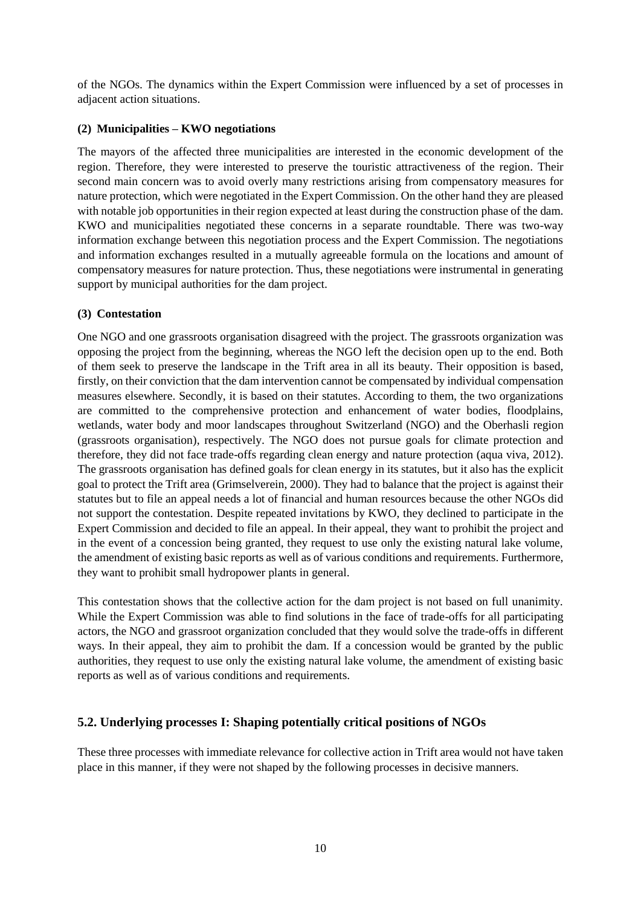of the NGOs. The dynamics within the Expert Commission were influenced by a set of processes in adjacent action situations.

#### (2) Municipalities – KWO negotiations

The mayors of the affected three municipalities are interested in the economic development of the region. Therefore, they were interested to preserve the touristic attractiveness of the region. Their second main concern was to avoid overly many restrictions arising from compensatory measures for nature protection, which were negotiated in the Expert Commission. On the other hand they are pleased with notable job opportunities in their region expected at least during the construction phase of the dam. KWO and municipalities negotiated these concerns in a separate roundtable. There was two-way information exchange between this negotiation process and the Expert Commission. The negotiations and information exchanges resulted in a mutually agreeable formula on the locations and amount of compensatory measures for nature protection. Thus, these negotiations were instrumental in generating support by municipal authorities for the dam project.

#### (3) Contestation

One NGO and one grassroots organisation disagreed with the project. The grassroots organization was opposing the project from the beginning, whereas the NGO left the decision open up to the end. Both of them seek to preserve the landscape in the Trift area in all its beauty. Their opposition is based, firstly, on their conviction that the dam intervention cannot be compensated by individual compensation measures elsewhere. Secondly, it is based on their statutes. According to them, the two organizations are committed to the comprehensive protection and enhancement of water bodies, floodplains, wetlands, water body and moor landscapes throughout Switzerland (NGO) and the Oberhasli region (grassroots organisation), respectively. The NGO does not pursue goals for climate protection and therefore, they did not face trade-offs regarding clean energy and nature protection (aqua viva, 2012). The grassroots organisation has defined goals for clean energy in its statutes, but it also has the explicit goal to protect the Trift area (Grimselverein, 2000). They had to balance that the project is against their statutes but to file an appeal needs a lot of financial and human resources because the other NGOs did not support the contestation. Despite repeated invitations by KWO, they declined to participate in the Expert Commission and decided to file an appeal. In their appeal, they want to prohibit the project and in the event of a concession being granted, they request to use only the existing natural lake volume, the amendment of existing basic reports as well as of various conditions and requirements. Furthermore, they want to prohibit small hydropower plants in general.

This contestation shows that the collective action for the dam project is not based on full unanimity. While the Expert Commission was able to find solutions in the face of trade-offs for all participating actors, the NGO and grassroot organization concluded that they would solve the trade-offs in different ways. In their appeal, they aim to prohibit the dam. If a concession would be granted by the public authorities, they request to use only the existing natural lake volume, the amendment of existing basic reports as well as of various conditions and requirements.

## 5.2. Underlying processes I: Shaping potentially critical positions of NGOs

These three processes with immediate relevance for collective action in Trift area would not have taken place in this manner, if they were not shaped by the following processes in decisive manners.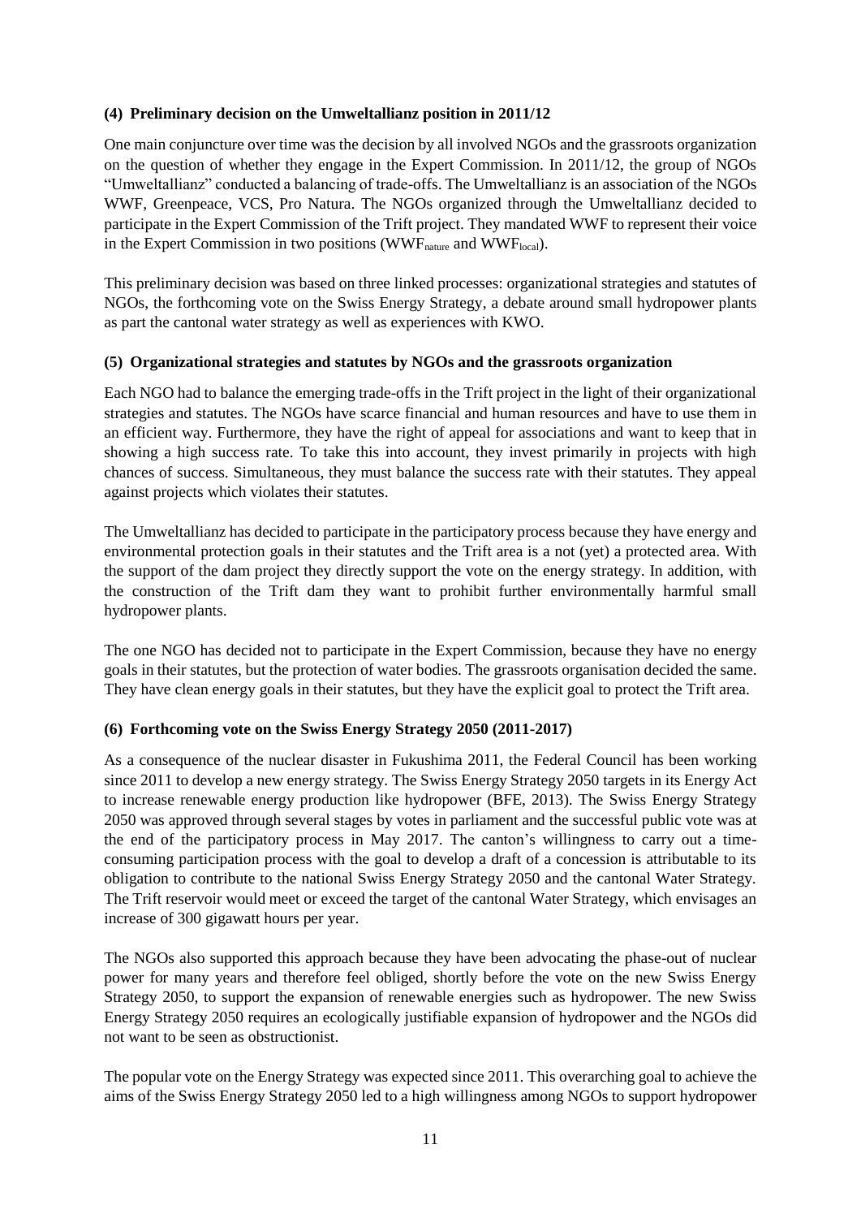**(4) Preliminary decision on the Umweltallianz position in 2011/12**

One main conjuncture over time was the decision by all involved NGOs and the grassroots organization on the question of whether they engage in the Expert Commission. In 2011/12, the group of NGOs "Umweltallianz" conducted a balancing of trade-offs. The Umweltallianz is an association of the NGOs WWF, Greenpeace, VCS, Pro Natura. The NGOs organized through the Umweltallianz decided to participate in the Expert Commission of the Trift project. They mandated WWF to represent their voice in the Expert Commission in two positions ($WWF_{nature}$ and $WWF_{local}$).

This preliminary decision was based on three linked processes: organizational strategies and statutes of NGOs, the forthcoming vote on the Swiss Energy Strategy, a debate around small hydropower plants as part the cantonal water strategy as well as experiences with KWO.

**(5) Organizational strategies and statutes by NGOs and the grassroots organization**

Each NGO had to balance the emerging trade-offs in the Trift project in the light of their organizational strategies and statutes. The NGOs have scarce financial and human resources and have to use them in an efficient way. Furthermore, they have the right of appeal for associations and want to keep that in showing a high success rate. To take this into account, they invest primarily in projects with high chances of success. Simultaneous, they must balance the success rate with their statutes. They appeal against projects which violates their statutes.

The Umweltallianz has decided to participate in the participatory process because they have energy and environmental protection goals in their statutes and the Trift area is a not (yet) a protected area. With the support of the dam project they directly support the vote on the energy strategy. In addition, with the construction of the Trift dam they want to prohibit further environmentally harmful small hydropower plants.

The one NGO has decided not to participate in the Expert Commission, because they have no energy goals in their statutes, but the protection of water bodies. The grassroots organisation decided the same. They have clean energy goals in their statutes, but they have the explicit goal to protect the Trift area.

**(6) Forthcoming vote on the Swiss Energy Strategy 2050 (2011-2017)**

As a consequence of the nuclear disaster in Fukushima 2011, the Federal Council has been working since 2011 to develop a new energy strategy. The Swiss Energy Strategy 2050 targets in its Energy Act to increase renewable energy production like hydropower (BFE, 2013). The Swiss Energy Strategy 2050 was approved through several stages by votes in parliament and the successful public vote was at the end of the participatory process in May 2017. The canton's willingness to carry out a time-consuming participation process with the goal to develop a draft of a concession is attributable to its obligation to contribute to the national Swiss Energy Strategy 2050 and the cantonal Water Strategy. The Trift reservoir would meet or exceed the target of the cantonal Water Strategy, which envisages an increase of 300 gigawatt hours per year.

The NGOs also supported this approach because they have been advocating the phase-out of nuclear power for many years and therefore feel obliged, shortly before the vote on the new Swiss Energy Strategy 2050, to support the expansion of renewable energies such as hydropower. The new Swiss Energy Strategy 2050 requires an ecologically justifiable expansion of hydropower and the NGOs did not want to be seen as obstructionist.

The popular vote on the Energy Strategy was expected since 2011. This overarching goal to achieve the aims of the Swiss Energy Strategy 2050 led to a high willingness among NGOs to support hydropower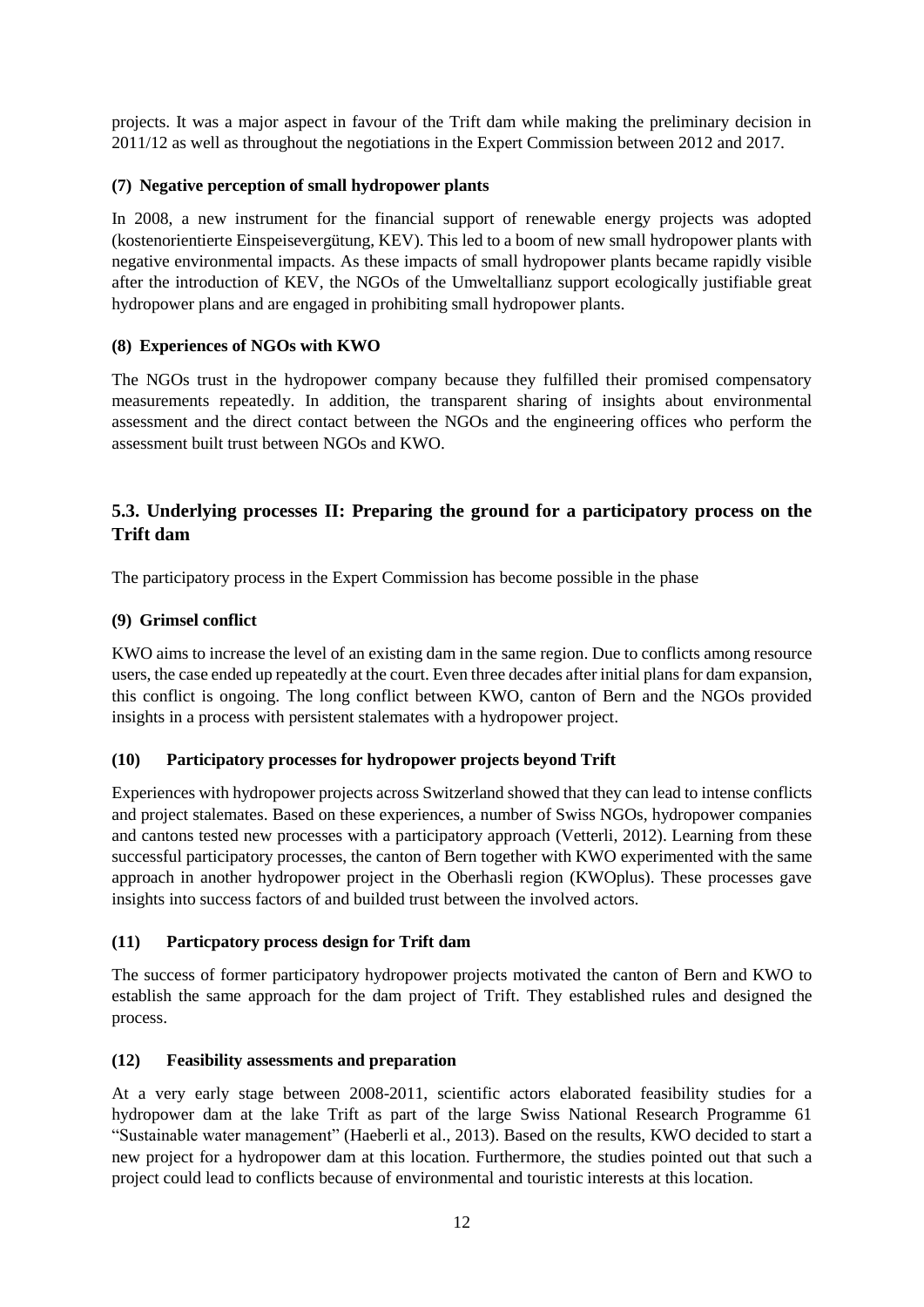projects. It was a major aspect in favour of the Trift dam while making the preliminary decision in 2011/12 as well as throughout the negotiations in the Expert Commission between 2012 and 2017.

#### (7) Negative perception of small hydropower plants

In 2008, a new instrument for the financial support of renewable energy projects was adopted (kostenorientierte Einspeisevergütung, KEV). This led to a boom of new small hydropower plants with negative environmental impacts. As these impacts of small hydropower plants became rapidly visible after the introduction of KEV, the NGOs of the Umweltallianz support ecologically justifiable great hydropower plans and are engaged in prohibiting small hydropower plants.

#### (8) Experiences of NGOs with KWO

The NGOs trust in the hydropower company because they fulfilled their promised compensatory measurements repeatedly. In addition, the transparent sharing of insights about environmental assessment and the direct contact between the NGOs and the engineering offices who perform the assessment built trust between NGOs and KWO.

### 5.3. Underlying processes II: Preparing the ground for a participatory process on the Trift dam

The participatory process in the Expert Commission has become possible in the phase

#### (9) Grimsel conflict

KWO aims to increase the level of an existing dam in the same region. Due to conflicts among resource users, the case ended up repeatedly at the court. Even three decades after initial plans for dam expansion, this conflict is ongoing. The long conflict between KWO, canton of Bern and the NGOs provided insights in a process with persistent stalemates with a hydropower project.

#### (10) Participatory processes for hydropower projects beyond Trift

Experiences with hydropower projects across Switzerland showed that they can lead to intense conflicts and project stalemates. Based on these experiences, a number of Swiss NGOs, hydropower companies and cantons tested new processes with a participatory approach (Vetterli, 2012). Learning from these successful participatory processes, the canton of Bern together with KWO experimented with the same approach in another hydropower project in the Oberhasli region (KWOplus). These processes gave insights into success factors of and builded trust between the involved actors.

#### (11) Particpatory process design for Trift dam

The success of former participatory hydropower projects motivated the canton of Bern and KWO to establish the same approach for the dam project of Trift. They established rules and designed the process.

#### (12) Feasibility assessments and preparation

At a very early stage between 2008-2011, scientific actors elaborated feasibility studies for a hydropower dam at the lake Trift as part of the large Swiss National Research Programme 61 "Sustainable water management" (Haeberli et al., 2013). Based on the results, KWO decided to start a new project for a hydropower dam at this location. Furthermore, the studies pointed out that such a project could lead to conflicts because of environmental and touristic interests at this location.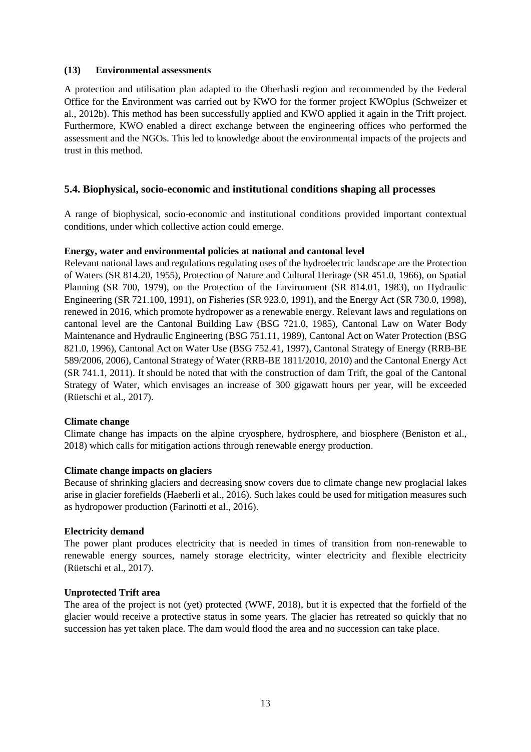**(13) Environmental assessments**

A protection and utilisation plan adapted to the Oberhasli region and recommended by the Federal Office for the Environment was carried out by KWO for the former project KWOplus (Schweizer et al., 2012b). This method has been successfully applied and KWO applied it again in the Trift project. Furthermore, KWO enabled a direct exchange between the engineering offices who performed the assessment and the NGOs. This led to knowledge about the environmental impacts of the projects and trust in this method.

## 5.4. Biophysical, socio-economic and institutional conditions shaping all processes

A range of biophysical, socio-economic and institutional conditions provided important contextual conditions, under which collective action could emerge.

**Energy, water and environmental policies at national and cantonal level**

Relevant national laws and regulations regulating uses of the hydroelectric landscape are the Protection of Waters (SR 814.20, 1955), Protection of Nature and Cultural Heritage (SR 451.0, 1966), on Spatial Planning (SR 700, 1979), on the Protection of the Environment (SR 814.01, 1983), on Hydraulic Engineering (SR 721.100, 1991), on Fisheries (SR 923.0, 1991), and the Energy Act (SR 730.0, 1998), renewed in 2016, which promote hydropower as a renewable energy. Relevant laws and regulations on cantonal level are the Cantonal Building Law (BSG 721.0, 1985), Cantonal Law on Water Body Maintenance and Hydraulic Engineering (BSG 751.11, 1989), Cantonal Act on Water Protection (BSG 821.0, 1996), Cantonal Act on Water Use (BSG 752.41, 1997), Cantonal Strategy of Energy (RRB-BE 589/2006, 2006), Cantonal Strategy of Water (RRB-BE 1811/2010, 2010) and the Cantonal Energy Act (SR 741.1, 2011). It should be noted that with the construction of dam Trift, the goal of the Cantonal Strategy of Water, which envisages an increase of 300 gigawatt hours per year, will be exceeded (Rüetschi et al., 2017).

**Climate change**

Climate change has impacts on the alpine cryosphere, hydrosphere, and biosphere (Beniston et al., 2018) which calls for mitigation actions through renewable energy production.

**Climate change impacts on glaciers**

Because of shrinking glaciers and decreasing snow covers due to climate change new proglacial lakes arise in glacier forefields (Haeberli et al., 2016). Such lakes could be used for mitigation measures such as hydropower production (Farinotti et al., 2016).

**Electricity demand**

The power plant produces electricity that is needed in times of transition from non-renewable to renewable energy sources, namely storage electricity, winter electricity and flexible electricity (Rüetschi et al., 2017).

**Unprotected Trift area**

The area of the project is not (yet) protected (WWF, 2018), but it is expected that the forfield of the glacier would receive a protective status in some years. The glacier has retreated so quickly that no succession has yet taken place. The dam would flood the area and no succession can take place.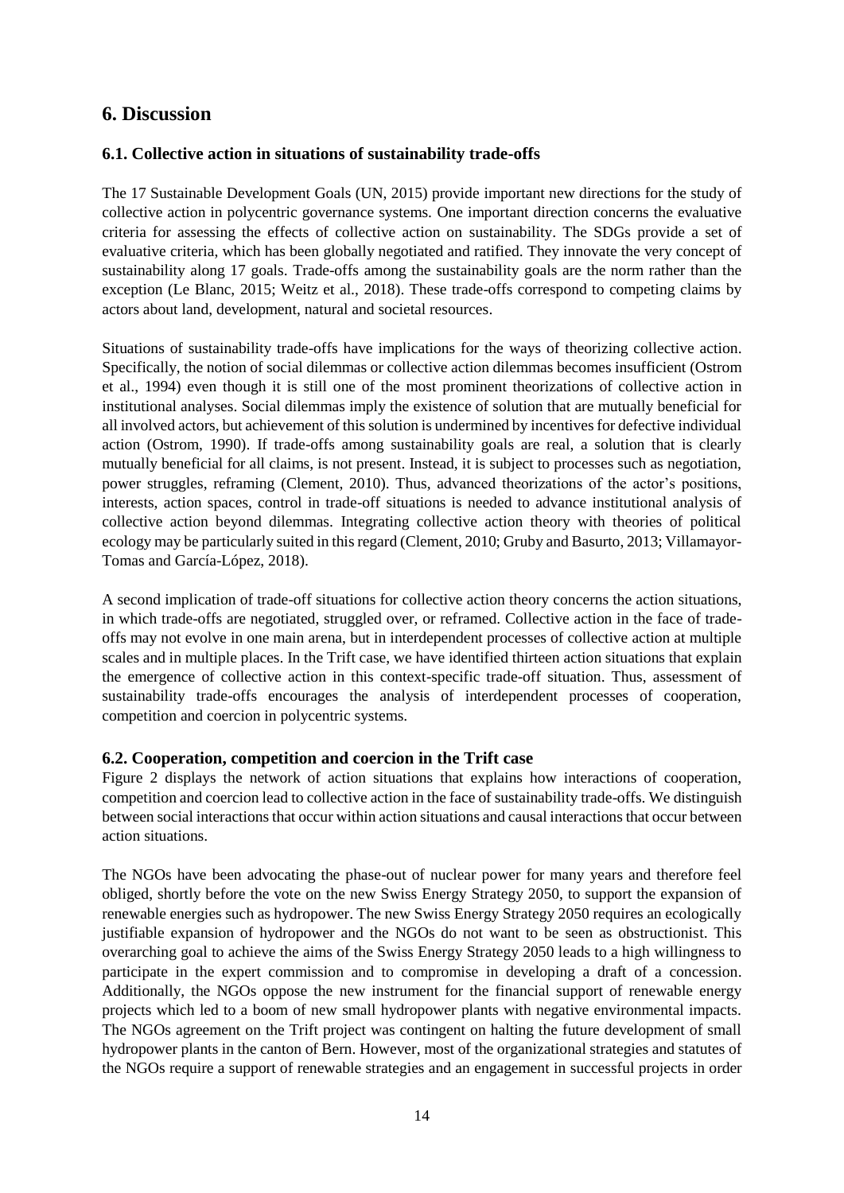# 6. Discussion

## 6.1. Collective action in situations of sustainability trade-offs

The 17 Sustainable Development Goals (UN, 2015) provide important new directions for the study of collective action in polycentric governance systems. One important direction concerns the evaluative criteria for assessing the effects of collective action on sustainability. The SDGs provide a set of evaluative criteria, which has been globally negotiated and ratified. They innovate the very concept of sustainability along 17 goals. Trade-offs among the sustainability goals are the norm rather than the exception (Le Blanc, 2015; Weitz et al., 2018). These trade-offs correspond to competing claims by actors about land, development, natural and societal resources.

Situations of sustainability trade-offs have implications for the ways of theorizing collective action. Specifically, the notion of social dilemmas or collective action dilemmas becomes insufficient (Ostrom et al., 1994) even though it is still one of the most prominent theorizations of collective action in institutional analyses. Social dilemmas imply the existence of solution that are mutually beneficial for all involved actors, but achievement of this solution is undermined by incentives for defective individual action (Ostrom, 1990). If trade-offs among sustainability goals are real, a solution that is clearly mutually beneficial for all claims, is not present. Instead, it is subject to processes such as negotiation, power struggles, reframing (Clement, 2010). Thus, advanced theorizations of the actor's positions, interests, action spaces, control in trade-off situations is needed to advance institutional analysis of collective action beyond dilemmas. Integrating collective action theory with theories of political ecology may be particularly suited in this regard (Clement, 2010; Gruby and Basurto, 2013; Villamayor-Tomas and García-López, 2018).

A second implication of trade-off situations for collective action theory concerns the action situations, in which trade-offs are negotiated, struggled over, or reframed. Collective action in the face of trade-offs may not evolve in one main arena, but in interdependent processes of collective action at multiple scales and in multiple places. In the Trift case, we have identified thirteen action situations that explain the emergence of collective action in this context-specific trade-off situation. Thus, assessment of sustainability trade-offs encourages the analysis of interdependent processes of cooperation, competition and coercion in polycentric systems.

## 6.2. Cooperation, competition and coercion in the Trift case

Figure 2 displays the network of action situations that explains how interactions of cooperation, competition and coercion lead to collective action in the face of sustainability trade-offs. We distinguish between social interactions that occur within action situations and causal interactions that occur between action situations.

The NGOs have been advocating the phase-out of nuclear power for many years and therefore feel obliged, shortly before the vote on the new Swiss Energy Strategy 2050, to support the expansion of renewable energies such as hydropower. The new Swiss Energy Strategy 2050 requires an ecologically justifiable expansion of hydropower and the NGOs do not want to be seen as obstructionist. This overarching goal to achieve the aims of the Swiss Energy Strategy 2050 leads to a high willingness to participate in the expert commission and to compromise in developing a draft of a concession. Additionally, the NGOs oppose the new instrument for the financial support of renewable energy projects which led to a boom of new small hydropower plants with negative environmental impacts. The NGOs agreement on the Trift project was contingent on halting the future development of small hydropower plants in the canton of Bern. However, most of the organizational strategies and statutes of the NGOs require a support of renewable strategies and an engagement in successful projects in order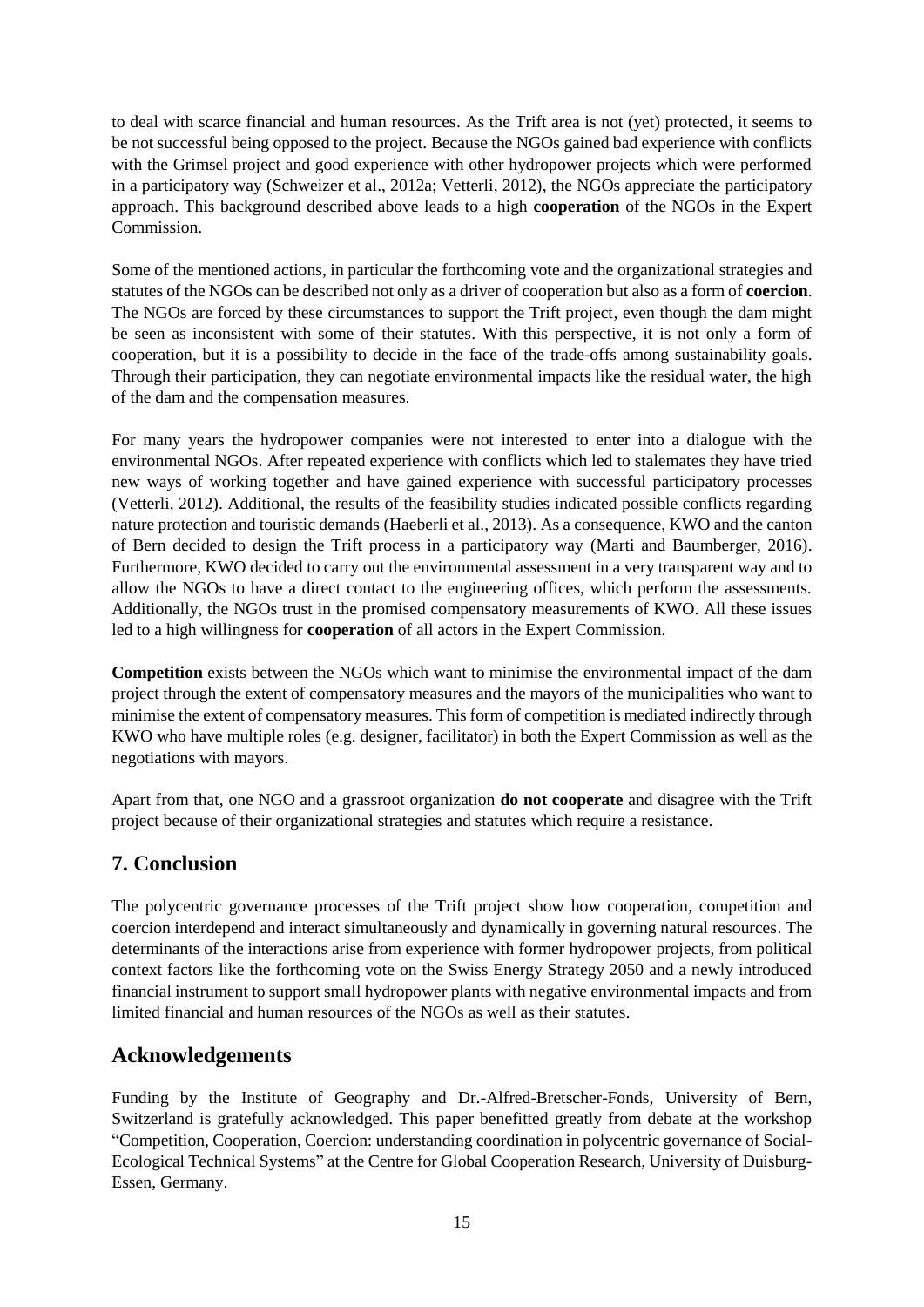to deal with scarce financial and human resources. As the Trift area is not (yet) protected, it seems to be not successful being opposed to the project. Because the NGOs gained bad experience with conflicts with the Grimsel project and good experience with other hydropower projects which were performed in a participatory way (Schweizer et al., 2012a; Vetterli, 2012), the NGOs appreciate the participatory approach. This background described above leads to a high **cooperation** of the NGOs in the Expert Commission.

Some of the mentioned actions, in particular the forthcoming vote and the organizational strategies and statutes of the NGOs can be described not only as a driver of cooperation but also as a form of **coercion**. The NGOs are forced by these circumstances to support the Trift project, even though the dam might be seen as inconsistent with some of their statutes. With this perspective, it is not only a form of cooperation, but it is a possibility to decide in the face of the trade-offs among sustainability goals. Through their participation, they can negotiate environmental impacts like the residual water, the high of the dam and the compensation measures.

For many years the hydropower companies were not interested to enter into a dialogue with the environmental NGOs. After repeated experience with conflicts which led to stalemates they have tried new ways of working together and have gained experience with successful participatory processes (Vetterli, 2012). Additional, the results of the feasibility studies indicated possible conflicts regarding nature protection and touristic demands (Haeberli et al., 2013). As a consequence, KWO and the canton of Bern decided to design the Trift process in a participatory way (Marti and Baumberger, 2016). Furthermore, KWO decided to carry out the environmental assessment in a very transparent way and to allow the NGOs to have a direct contact to the engineering offices, which perform the assessments. Additionally, the NGOs trust in the promised compensatory measurements of KWO. All these issues led to a high willingness for **cooperation** of all actors in the Expert Commission.

**Competition** exists between the NGOs which want to minimise the environmental impact of the dam project through the extent of compensatory measures and the mayors of the municipalities who want to minimise the extent of compensatory measures. This form of competition is mediated indirectly through KWO who have multiple roles (e.g. designer, facilitator) in both the Expert Commission as well as the negotiations with mayors.

Apart from that, one NGO and a grassroot organization **do not cooperate** and disagree with the Trift project because of their organizational strategies and statutes which require a resistance.

## 7. Conclusion

The polycentric governance processes of the Trift project show how cooperation, competition and coercion interdepend and interact simultaneously and dynamically in governing natural resources. The determinants of the interactions arise from experience with former hydropower projects, from political context factors like the forthcoming vote on the Swiss Energy Strategy 2050 and a newly introduced financial instrument to support small hydropower plants with negative environmental impacts and from limited financial and human resources of the NGOs as well as their statutes.

## Acknowledgements

Funding by the Institute of Geography and Dr.-Alfred-Bretscher-Fonds, University of Bern, Switzerland is gratefully acknowledged. This paper benefitted greatly from debate at the workshop "Competition, Cooperation, Coercion: understanding coordination in polycentric governance of Social-Ecological Technical Systems" at the Centre for Global Cooperation Research, University of Duisburg-Essen, Germany.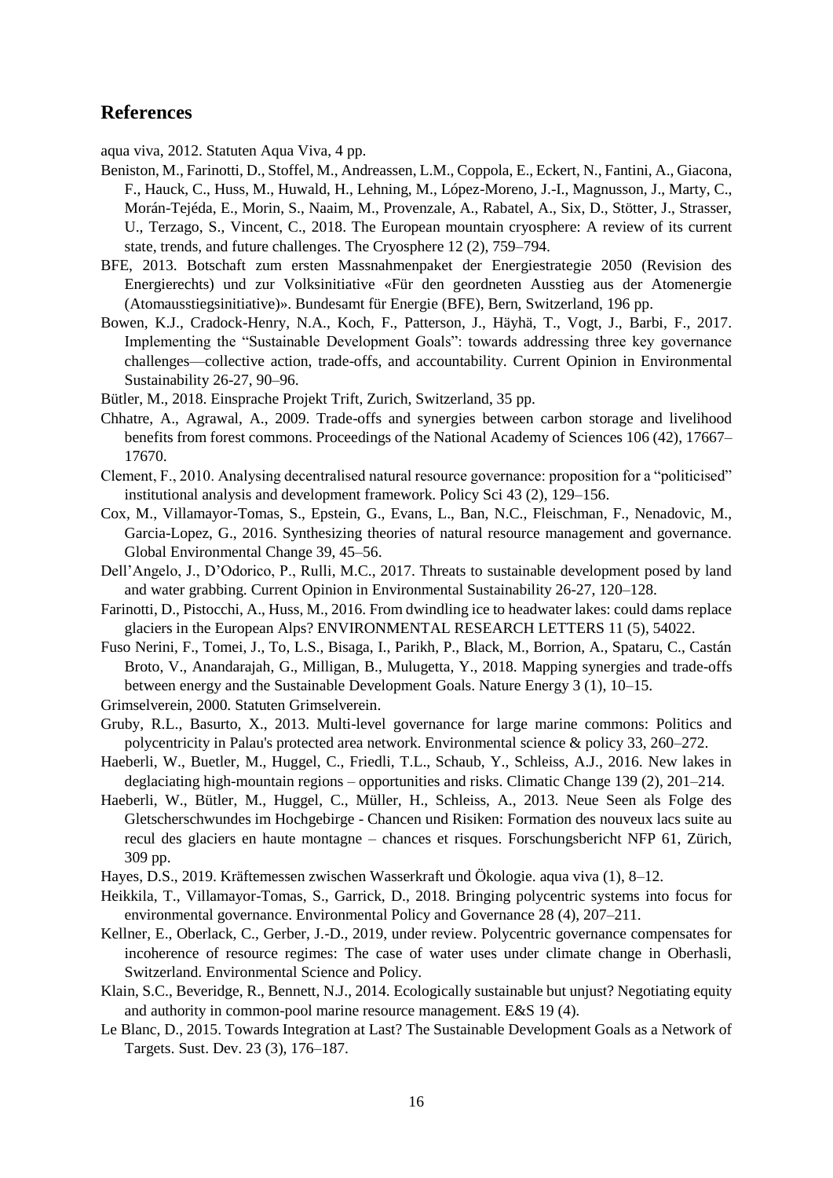## References

aqua viva, 2012. Statuten Aqua Viva, 4 pp.

Beniston, M., Farinotti, D., Stoffel, M., Andreassen, L.M., Coppola, E., Eckert, N., Fantini, A., Giacona, F., Hauck, C., Huss, M., Huwald, H., Lehning, M., López-Moreno, J.-I., Magnusson, J., Marty, C., Morán-Tejéda, E., Morin, S., Naaim, M., Provenzale, A., Rabatel, A., Six, D., Stötter, J., Strasser, U., Terzago, S., Vincent, C., 2018. The European mountain cryosphere: A review of its current state, trends, and future challenges. The Cryosphere 12 (2), 759–794.

BFE, 2013. Botschaft zum ersten Massnahmenpaket der Energiestrategie 2050 (Revision des Energierechts) und zur Volksinitiative «Für den geordneten Ausstieg aus der Atomenergie (Atomausstiegsinitiative)». Bundesamt für Energie (BFE), Bern, Switzerland, 196 pp.

Bowen, K.J., Cradock-Henry, N.A., Koch, F., Patterson, J., Häyhä, T., Vogt, J., Barbi, F., 2017. Implementing the "Sustainable Development Goals": towards addressing three key governance challenges—collective action, trade-offs, and accountability. Current Opinion in Environmental Sustainability 26-27, 90–96.

Bütler, M., 2018. Einsprache Projekt Trift, Zurich, Switzerland, 35 pp.

Chhatre, A., Agrawal, A., 2009. Trade-offs and synergies between carbon storage and livelihood benefits from forest commons. Proceedings of the National Academy of Sciences 106 (42), 17667–17670.

Clement, F., 2010. Analysing decentralised natural resource governance: proposition for a "politicised" institutional analysis and development framework. Policy Sci 43 (2), 129–156.

Cox, M., Villamayor-Tomas, S., Epstein, G., Evans, L., Ban, N.C., Fleischman, F., Nenadovic, M., Garcia-Lopez, G., 2016. Synthesizing theories of natural resource management and governance. Global Environmental Change 39, 45–56.

Dell'Angelo, J., D'Odorico, P., Rulli, M.C., 2017. Threats to sustainable development posed by land and water grabbing. Current Opinion in Environmental Sustainability 26-27, 120–128.

Farinotti, D., Pistocchi, A., Huss, M., 2016. From dwindling ice to headwater lakes: could dams replace glaciers in the European Alps? ENVIRONMENTAL RESEARCH LETTERS 11 (5), 54022.

Fuso Nerini, F., Tomei, J., To, L.S., Bisaga, I., Parikh, P., Black, M., Borrion, A., Spataru, C., Castán Broto, V., Anandarajah, G., Milligan, B., Mulugetta, Y., 2018. Mapping synergies and trade-offs between energy and the Sustainable Development Goals. Nature Energy 3 (1), 10–15.

Grimselverein, 2000. Statuten Grimselverein.

Gruby, R.L., Basurto, X., 2013. Multi-level governance for large marine commons: Politics and polycentricity in Palau's protected area network. Environmental science & policy 33, 260–272.

Haeberli, W., Buetler, M., Huggel, C., Friedli, T.L., Schaub, Y., Schleiss, A.J., 2016. New lakes in deglaciating high-mountain regions – opportunities and risks. Climatic Change 139 (2), 201–214.

Haeberli, W., Bütler, M., Huggel, C., Müller, H., Schleiss, A., 2013. Neue Seen als Folge des Gletscherschwundes im Hochgebirge - Chancen und Risiken: Formation des nouveux lacs suite au recul des glaciers en haute montagne – chances et risques. Forschungsbericht NFP 61, Zürich, 309 pp.

Hayes, D.S., 2019. Kräftemessen zwischen Wasserkraft und Ökologie. aqua viva (1), 8–12.

Heikkila, T., Villamayor-Tomas, S., Garrick, D., 2018. Bringing polycentric systems into focus for environmental governance. Environmental Policy and Governance 28 (4), 207–211.

Kellner, E., Oberlack, C., Gerber, J.-D., 2019, under review. Polycentric governance compensates for incoherence of resource regimes: The case of water uses under climate change in Oberhasli, Switzerland. Environmental Science and Policy.

Klain, S.C., Beveridge, R., Bennett, N.J., 2014. Ecologically sustainable but unjust? Negotiating equity and authority in common-pool marine resource management. E&S 19 (4).

Le Blanc, D., 2015. Towards Integration at Last? The Sustainable Development Goals as a Network of Targets. Sust. Dev. 23 (3), 176–187.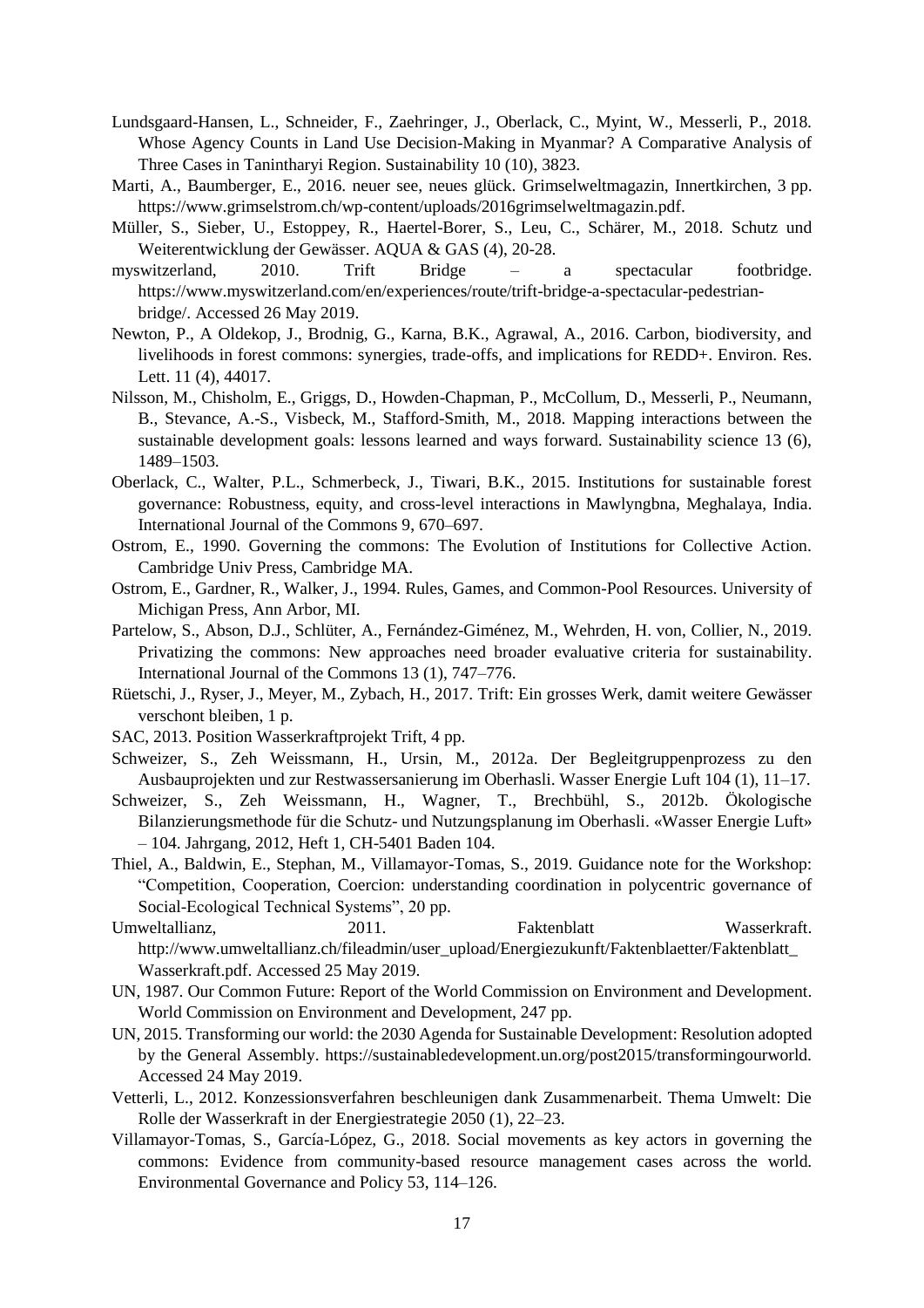Lundsgaard-Hansen, L., Schneider, F., Zaehringer, J., Oberlack, C., Myint, W., Messerli, P., 2018. Whose Agency Counts in Land Use Decision-Making in Myanmar? A Comparative Analysis of Three Cases in Tanintharyi Region. Sustainability 10 (10), 3823.

Marti, A., Baumberger, E., 2016. neuer see, neues glück. Grimselweltmagazin, Innertkirchen, 3 pp. https://www.grimselstrom.ch/wp-content/uploads/2016grimselweltmagazin.pdf.

Müller, S., Sieber, U., Estoppey, R., Haertel-Borer, S., Leu, C., Schärer, M., 2018. Schutz und Weiterentwicklung der Gewässer. AQUA & GAS (4), 20-28.

myswitzerland, 2010. Trift Bridge – a spectacular footbridge. https://www.myswitzerland.com/en/experiences/route/trift-bridge-a-spectacular-pedestrian-bridge/. Accessed 26 May 2019.

Newton, P., A Oldekop, J., Brodnig, G., Karna, B.K., Agrawal, A., 2016. Carbon, biodiversity, and livelihoods in forest commons: synergies, trade-offs, and implications for REDD+. Environ. Res. Lett. 11 (4), 44017.

Nilsson, M., Chisholm, E., Griggs, D., Howden-Chapman, P., McCollum, D., Messerli, P., Neumann, B., Stevance, A.-S., Visbeck, M., Stafford-Smith, M., 2018. Mapping interactions between the sustainable development goals: lessons learned and ways forward. Sustainability science 13 (6), 1489–1503.

Oberlack, C., Walter, P.L., Schmerbeck, J., Tiwari, B.K., 2015. Institutions for sustainable forest governance: Robustness, equity, and cross-level interactions in Mawlyngbna, Meghalaya, India. International Journal of the Commons 9, 670–697.

Ostrom, E., 1990. Governing the commons: The Evolution of Institutions for Collective Action. Cambridge Univ Press, Cambridge MA.

Ostrom, E., Gardner, R., Walker, J., 1994. Rules, Games, and Common-Pool Resources. University of Michigan Press, Ann Arbor, MI.

Partelow, S., Abson, D.J., Schlüter, A., Fernández-Giménez, M., Wehrden, H. von, Collier, N., 2019. Privatizing the commons: New approaches need broader evaluative criteria for sustainability. International Journal of the Commons 13 (1), 747–776.

Rüetschi, J., Ryser, J., Meyer, M., Zybach, H., 2017. Trift: Ein grosses Werk, damit weitere Gewässer verschont bleiben, 1 p.

SAC, 2013. Position Wasserkraftprojekt Trift, 4 pp.

Schweizer, S., Zeh Weissmann, H., Ursin, M., 2012a. Der Begleitgruppenprozess zu den Ausbauprojekten und zur Restwassersanierung im Oberhasli. Wasser Energie Luft 104 (1), 11–17.

Schweizer, S., Zeh Weissmann, H., Wagner, T., Brechbühl, S., 2012b. Ökologische Bilanzierungsmethode für die Schutz- und Nutzungsplanung im Oberhasli. «Wasser Energie Luft» – 104. Jahrgang, 2012, Heft 1, CH-5401 Baden 104.

Thiel, A., Baldwin, E., Stephan, M., Villamayor-Tomas, S., 2019. Guidance note for the Workshop: "Competition, Cooperation, Coercion: understanding coordination in polycentric governance of Social-Ecological Technical Systems", 20 pp.

Umweltallianz, 2011. Faktenblatt Wasserkraft. http://www.umweltallianz.ch/fileadmin/user_upload/Energiezukunft/Faktenblaetter/Faktenblatt_Wasserkraft.pdf. Accessed 25 May 2019.

UN, 1987. Our Common Future: Report of the World Commission on Environment and Development. World Commission on Environment and Development, 247 pp.

UN, 2015. Transforming our world: the 2030 Agenda for Sustainable Development: Resolution adopted by the General Assembly. https://sustainabledevelopment.un.org/post2015/transformingourworld. Accessed 24 May 2019.

Vetterli, L., 2012. Konzessionsverfahren beschleunigen dank Zusammenarbeit. Thema Umwelt: Die Rolle der Wasserkraft in der Energiestrategie 2050 (1), 22–23.

Villamayor-Tomas, S., García-López, G., 2018. Social movements as key actors in governing the commons: Evidence from community-based resource management cases across the world. Environmental Governance and Policy 53, 114–126.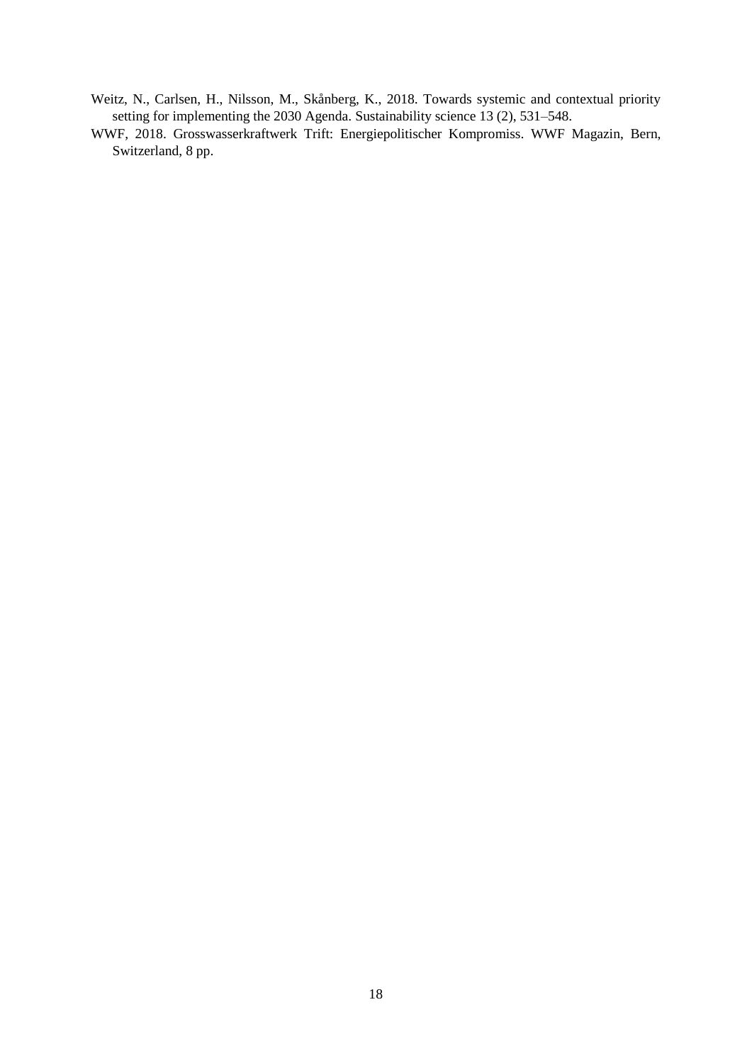Weitz, N., Carlsen, H., Nilsson, M., Skånberg, K., 2018. Towards systemic and contextual priority setting for implementing the 2030 Agenda. Sustainability science 13 (2), 531–548.

WWF, 2018. Grosswasserkraftwerk Trift: Energiepolitischer Kompromiss. WWF Magazin, Bern, Switzerland, 8 pp.